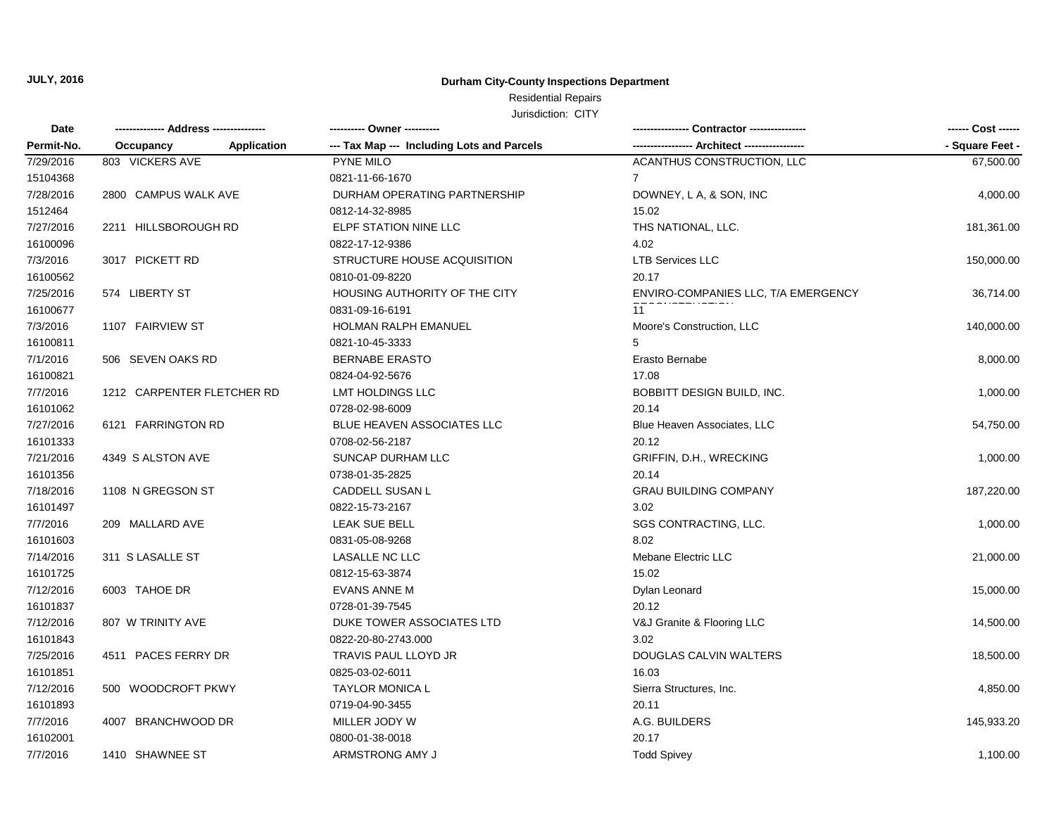**JULY, 2016**

# Durham City-County Inspections Department

Residential Repairs

Jurisdiction: CITY

| Date<br>Permit-No. | ------------- Address -------------<br>Occupancy Application | ---------- Owner ----------<br>--- Tax Map --- Including Lots and Parcels | ---------------- Contractor ----------------<br>----------------- Architect ----------------- | ------ Cost ------<br>- Square Feet - |
|---|---|---|---|---|
| 7/29/2016<br>15104368 | 803 VICKERS AVE | PYNE MILO<br>0821-11-66-1670 | ACANTHUS CONSTRUCTION, LLC<br>7 | 67,500.00 |
| 7/28/2016<br>1512464 | 2800 CAMPUS WALK AVE | DURHAM OPERATING PARTNERSHIP<br>0812-14-32-8985 | DOWNEY, L A, & SON, INC<br>15.02 | 4,000.00 |
| 7/27/2016<br>16100096 | 2211 HILLSBOROUGH RD | ELPF STATION NINE LLC<br>0822-17-12-9386 | THS NATIONAL, LLC.<br>4.02 | 181,361.00 |
| 7/3/2016<br>16100562 | 3017 PICKETT RD | STRUCTURE HOUSE ACQUISITION<br>0810-01-09-8220 | LTB Services LLC<br>20.17 | 150,000.00 |
| 7/25/2016<br>16100677 | 574 LIBERTY ST | HOUSING AUTHORITY OF THE CITY<br>0831-09-16-6191 | ENVIRO-COMPANIES LLC, T/A EMERGENCY<br>11 | 36,714.00 |
| 7/3/2016<br>16100811 | 1107 FAIRVIEW ST | HOLMAN RALPH EMANUEL<br>0821-10-45-3333 | Moore's Construction, LLC<br>5 | 140,000.00 |
| 7/1/2016<br>16100821 | 506 SEVEN OAKS RD | BERNABE ERASTO<br>0824-04-92-5676 | Erasto Bernabe<br>17.08 | 8,000.00 |
| 7/7/2016<br>16101062 | 1212 CARPENTER FLETCHER RD | LMT HOLDINGS LLC<br>0728-02-98-6009 | BOBBITT DESIGN BUILD, INC.<br>20.14 | 1,000.00 |
| 7/27/2016<br>16101333 | 6121 FARRINGTON RD | BLUE HEAVEN ASSOCIATES LLC<br>0708-02-56-2187 | Blue Heaven Associates, LLC<br>20.12 | 54,750.00 |
| 7/21/2016<br>16101356 | 4349 S ALSTON AVE | SUNCAP DURHAM LLC<br>0738-01-35-2825 | GRIFFIN, D.H., WRECKING<br>20.14 | 1,000.00 |
| 7/18/2016<br>16101497 | 1108 N GREGSON ST | CADDELL SUSAN L<br>0822-15-73-2167 | GRAU BUILDING COMPANY<br>3.02 | 187,220.00 |
| 7/7/2016<br>16101603 | 209 MALLARD AVE | LEAK SUE BELL<br>0831-05-08-9268 | SGS CONTRACTING, LLC.<br>8.02 | 1,000.00 |
| 7/14/2016<br>16101725 | 311 S LASALLE ST | LASALLE NC LLC<br>0812-15-63-3874 | Mebane Electric LLC<br>15.02 | 21,000.00 |
| 7/12/2016<br>16101837 | 6003 TAHOE DR | EVANS ANNE M<br>0728-01-39-7545 | Dylan Leonard<br>20.12 | 15,000.00 |
| 7/12/2016<br>16101843 | 807 W TRINITY AVE | DUKE TOWER ASSOCIATES LTD<br>0822-20-80-2743.000 | V&J Granite & Flooring LLC<br>3.02 | 14,500.00 |
| 7/25/2016<br>16101851 | 4511 PACES FERRY DR | TRAVIS PAUL LLOYD JR<br>0825-03-02-6011 | DOUGLAS CALVIN WALTERS<br>16.03 | 18,500.00 |
| 7/12/2016<br>16101893 | 500 WOODCROFT PKWY | TAYLOR MONICA L<br>0719-04-90-3455 | Sierra Structures, Inc.<br>20.11 | 4,850.00 |
| 7/7/2016<br>16102001 | 4007 BRANCHWOOD DR | MILLER JODY W<br>0800-01-38-0018 | A.G. BUILDERS<br>20.17 | 145,933.20 |
| 7/7/2016 | 1410 SHAWNEE ST | ARMSTRONG AMY J | Todd Spivey | 1,100.00 |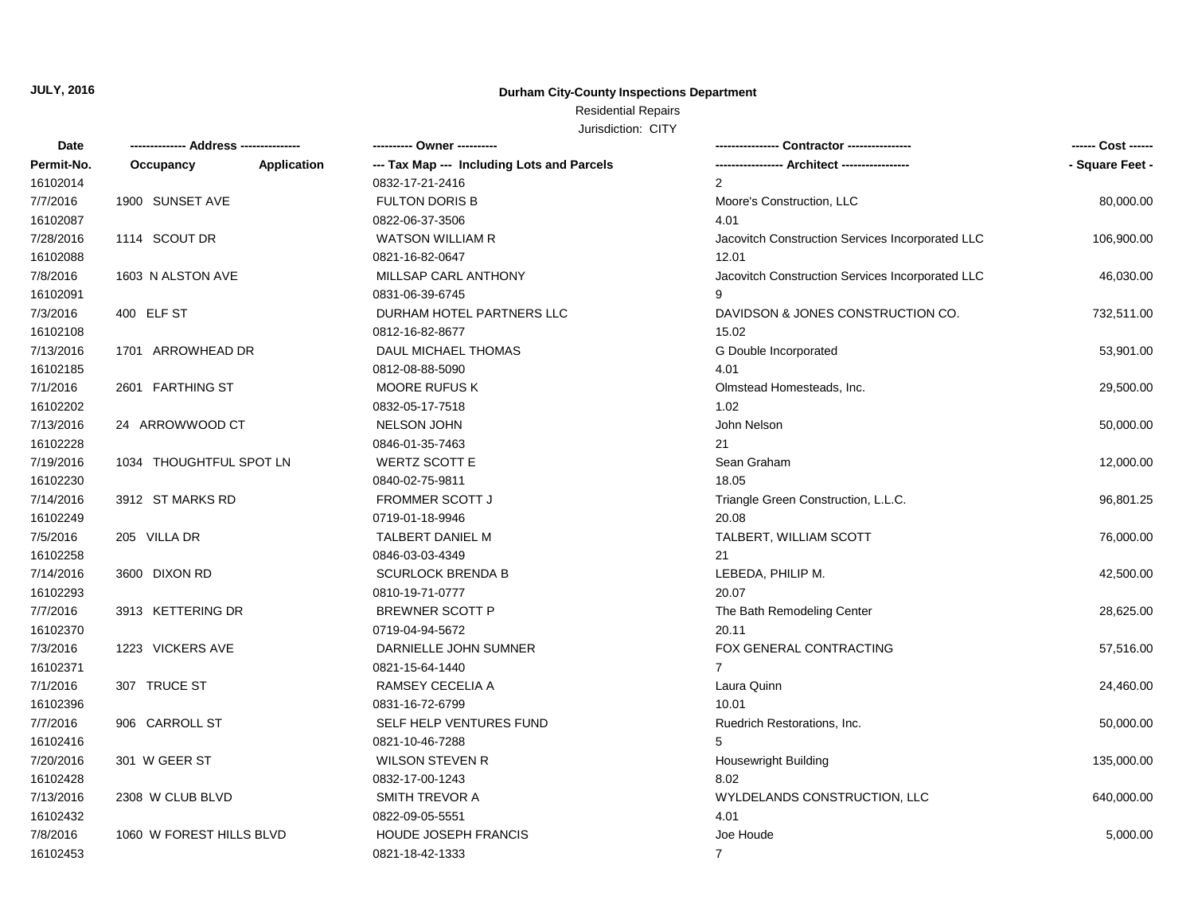**JULY, 2016**

**Durham City-County Inspections Department**

Residential Repairs

Jurisdiction: CITY

| Date | ------------- Address -------------- | | ---------- Owner ---------- | ---------------- Contractor ---------------- | ------ Cost ------ |
|---|---|---|---|---|---|
| Permit-No. | Occupancy | Application | --- Tax Map --- Including Lots and Parcels | ----------------- Architect ----------------- | - Square Feet - |
| 16102014 | | | 0832-17-21-2416 | 2 | |
| 7/7/2016 | 1900 SUNSET AVE | | FULTON DORIS B | Moore's Construction, LLC | 80,000.00 |
| 16102087 | | | 0822-06-37-3506 | 4.01 | |
| 7/28/2016 | 1114 SCOUT DR | | WATSON WILLIAM R | Jacovitch Construction Services Incorporated LLC | 106,900.00 |
| 16102088 | | | 0821-16-82-0647 | 12.01 | |
| 7/8/2016 | 1603 N ALSTON AVE | | MILLSAP CARL ANTHONY | Jacovitch Construction Services Incorporated LLC | 46,030.00 |
| 16102091 | | | 0831-06-39-6745 | 9 | |
| 7/3/2016 | 400 ELF ST | | DURHAM HOTEL PARTNERS LLC | DAVIDSON & JONES CONSTRUCTION CO. | 732,511.00 |
| 16102108 | | | 0812-16-82-8677 | 15.02 | |
| 7/13/2016 | 1701 ARROWHEAD DR | | DAUL MICHAEL THOMAS | G Double Incorporated | 53,901.00 |
| 16102185 | | | 0812-08-88-5090 | 4.01 | |
| 7/1/2016 | 2601 FARTHING ST | | MOORE RUFUS K | Olmstead Homesteads, Inc. | 29,500.00 |
| 16102202 | | | 0832-05-17-7518 | 1.02 | |
| 7/13/2016 | 24 ARROWWOOD CT | | NELSON JOHN | John Nelson | 50,000.00 |
| 16102228 | | | 0846-01-35-7463 | 21 | |
| 7/19/2016 | 1034 THOUGHTFUL SPOT LN | | WERTZ SCOTT E | Sean Graham | 12,000.00 |
| 16102230 | | | 0840-02-75-9811 | 18.05 | |
| 7/14/2016 | 3912 ST MARKS RD | | FROMMER SCOTT J | Triangle Green Construction, L.L.C. | 96,801.25 |
| 16102249 | | | 0719-01-18-9946 | 20.08 | |
| 7/5/2016 | 205 VILLA DR | | TALBERT DANIEL M | TALBERT, WILLIAM SCOTT | 76,000.00 |
| 16102258 | | | 0846-03-03-4349 | 21 | |
| 7/14/2016 | 3600 DIXON RD | | SCURLOCK BRENDA B | LEBEDA, PHILIP M. | 42,500.00 |
| 16102293 | | | 0810-19-71-0777 | 20.07 | |
| 7/7/2016 | 3913 KETTERING DR | | BREWNER SCOTT P | The Bath Remodeling Center | 28,625.00 |
| 16102370 | | | 0719-04-94-5672 | 20.11 | |
| 7/3/2016 | 1223 VICKERS AVE | | DARNIELLE JOHN SUMNER | FOX GENERAL CONTRACTING | 57,516.00 |
| 16102371 | | | 0821-15-64-1440 | 7 | |
| 7/1/2016 | 307 TRUCE ST | | RAMSEY CECELIA A | Laura Quinn | 24,460.00 |
| 16102396 | | | 0831-16-72-6799 | 10.01 | |
| 7/7/2016 | 906 CARROLL ST | | SELF HELP VENTURES FUND | Ruedrich Restorations, Inc. | 50,000.00 |
| 16102416 | | | 0821-10-46-7288 | 5 | |
| 7/20/2016 | 301 W GEER ST | | WILSON STEVEN R | Housewright Building | 135,000.00 |
| 16102428 | | | 0832-17-00-1243 | 8.02 | |
| 7/13/2016 | 2308 W CLUB BLVD | | SMITH TREVOR A | WYLDELANDS CONSTRUCTION, LLC | 640,000.00 |
| 16102432 | | | 0822-09-05-5551 | 4.01 | |
| 7/8/2016 | 1060 W FOREST HILLS BLVD | | HOUDE JOSEPH FRANCIS | Joe Houde | 5,000.00 |
| 16102453 | | | 0821-18-42-1333 | 7 | |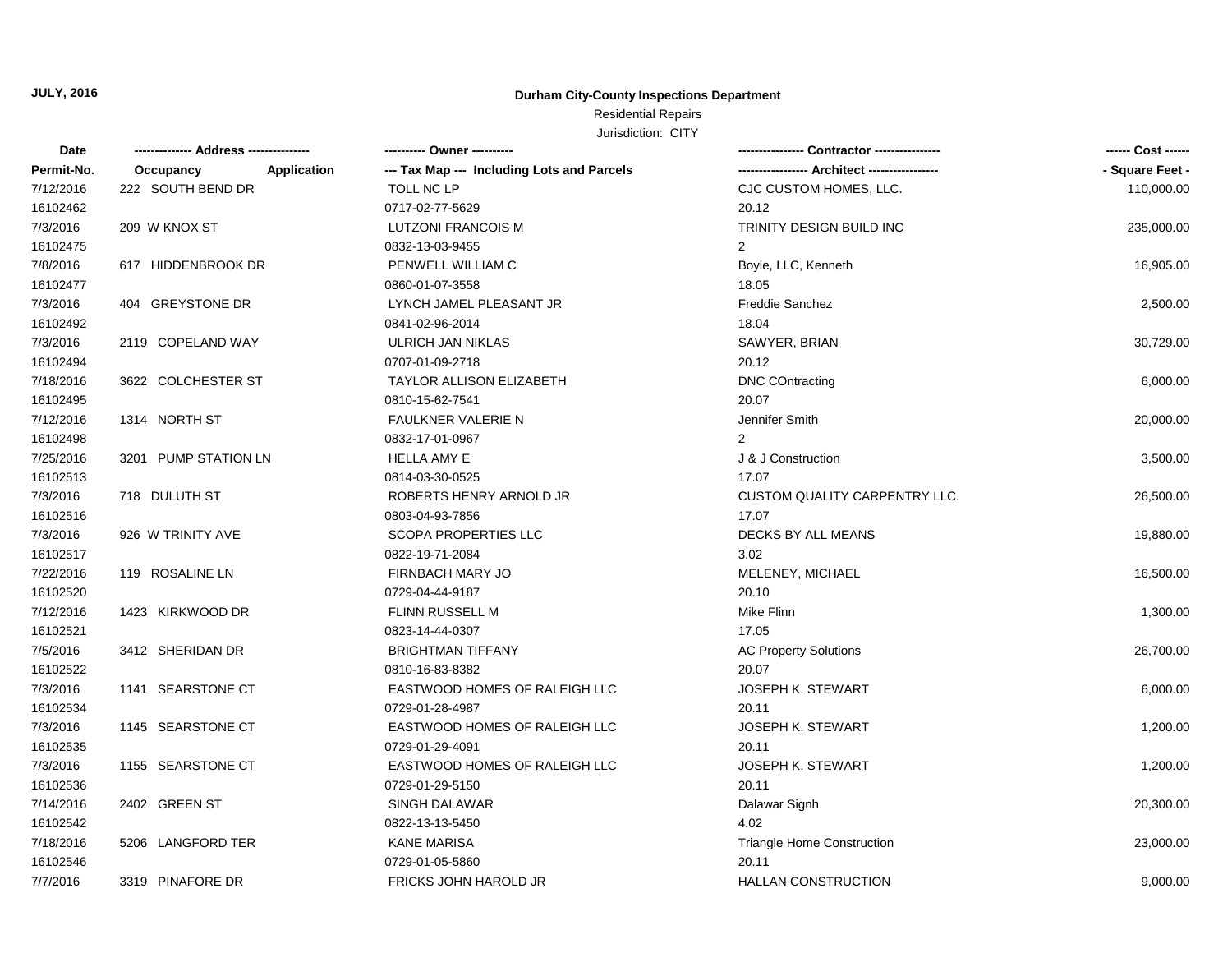**JULY, 2016**

**Durham City-County Inspections Department**

Residential Repairs

Jurisdiction: CITY

| Date<br>Permit-No. | ------------- Address ---------------<br>Occupancy Application | ---------- Owner ----------<br>--- Tax Map --- Including Lots and Parcels | ---------------- Contractor ----------------<br>----------------- Architect ----------------- | ------ Cost ------<br>- Square Feet - |
|---|---|---|---|---|
| 7/12/2016<br>16102462 | 222 SOUTH BEND DR | TOLL NC LP<br>0717-02-77-5629 | CJC CUSTOM HOMES, LLC.<br>20.12 | 110,000.00 |
| 7/3/2016<br>16102475 | 209 W KNOX ST | LUTZONI FRANCOIS M<br>0832-13-03-9455 | TRINITY DESIGN BUILD INC<br>2 | 235,000.00 |
| 7/8/2016<br>16102477 | 617 HIDDENBROOK DR | PENWELL WILLIAM C<br>0860-01-07-3558 | Boyle, LLC, Kenneth<br>18.05 | 16,905.00 |
| 7/3/2016<br>16102492 | 404 GREYSTONE DR | LYNCH JAMEL PLEASANT JR<br>0841-02-96-2014 | Freddie Sanchez<br>18.04 | 2,500.00 |
| 7/3/2016<br>16102494 | 2119 COPELAND WAY | ULRICH JAN NIKLAS<br>0707-01-09-2718 | SAWYER, BRIAN<br>20.12 | 30,729.00 |
| 7/18/2016<br>16102495 | 3622 COLCHESTER ST | TAYLOR ALLISON ELIZABETH<br>0810-15-62-7541 | DNC COntracting<br>20.07 | 6,000.00 |
| 7/12/2016<br>16102498 | 1314 NORTH ST | FAULKNER VALERIE N<br>0832-17-01-0967 | Jennifer Smith<br>2 | 20,000.00 |
| 7/25/2016<br>16102513 | 3201 PUMP STATION LN | HELLA AMY E<br>0814-03-30-0525 | J & J Construction<br>17.07 | 3,500.00 |
| 7/3/2016<br>16102516 | 718 DULUTH ST | ROBERTS HENRY ARNOLD JR<br>0803-04-93-7856 | CUSTOM QUALITY CARPENTRY LLC.<br>17.07 | 26,500.00 |
| 7/3/2016<br>16102517 | 926 W TRINITY AVE | SCOPA PROPERTIES LLC<br>0822-19-71-2084 | DECKS BY ALL MEANS<br>3.02 | 19,880.00 |
| 7/22/2016<br>16102520 | 119 ROSALINE LN | FIRNBACH MARY JO<br>0729-04-44-9187 | MELENEY, MICHAEL<br>20.10 | 16,500.00 |
| 7/12/2016<br>16102521 | 1423 KIRKWOOD DR | FLINN RUSSELL M<br>0823-14-44-0307 | Mike Flinn<br>17.05 | 1,300.00 |
| 7/5/2016<br>16102522 | 3412 SHERIDAN DR | BRIGHTMAN TIFFANY<br>0810-16-83-8382 | AC Property Solutions<br>20.07 | 26,700.00 |
| 7/3/2016<br>16102534 | 1141 SEARSTONE CT | EASTWOOD HOMES OF RALEIGH LLC<br>0729-01-28-4987 | JOSEPH K. STEWART<br>20.11 | 6,000.00 |
| 7/3/2016<br>16102535 | 1145 SEARSTONE CT | EASTWOOD HOMES OF RALEIGH LLC<br>0729-01-29-4091 | JOSEPH K. STEWART<br>20.11 | 1,200.00 |
| 7/3/2016<br>16102536 | 1155 SEARSTONE CT | EASTWOOD HOMES OF RALEIGH LLC<br>0729-01-29-5150 | JOSEPH K. STEWART<br>20.11 | 1,200.00 |
| 7/14/2016<br>16102542 | 2402 GREEN ST | SINGH DALAWAR<br>0822-13-13-5450 | Dalawar Signh<br>4.02 | 20,300.00 |
| 7/18/2016<br>16102546 | 5206 LANGFORD TER | KANE MARISA<br>0729-01-05-5860 | Triangle Home Construction<br>20.11 | 23,000.00 |
| 7/7/2016 | 3319 PINAFORE DR | FRICKS JOHN HAROLD JR | HALLAN CONSTRUCTION | 9,000.00 |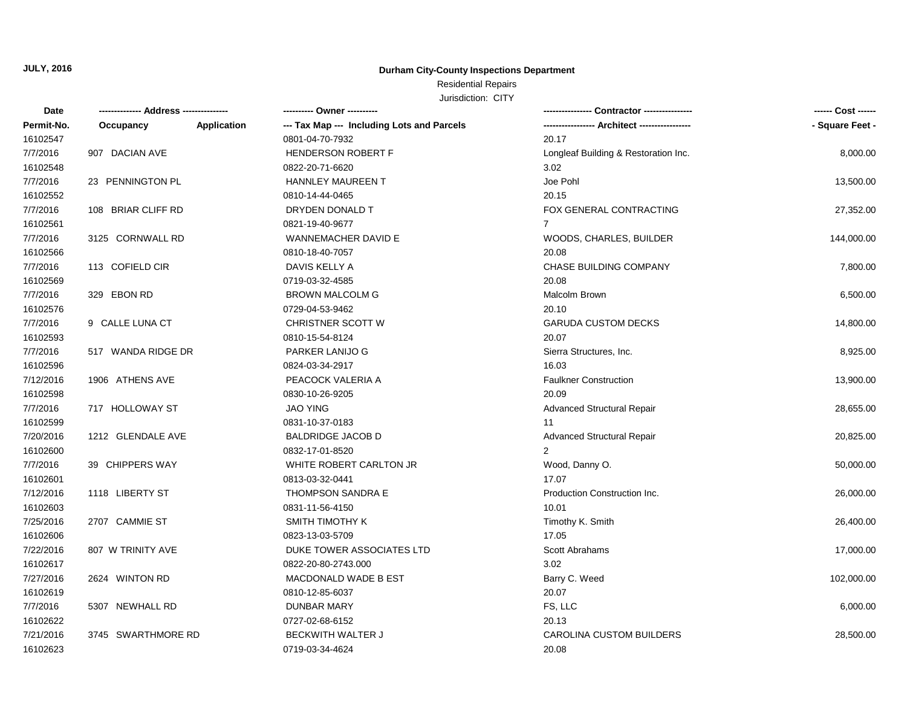**JULY, 2016**

## Durham City-County Inspections Department

Residential Repairs

Jurisdiction: CITY

| Date / Permit-No. | Address / Occupancy | Application | Owner / Tax Map --- Including Lots and Parcels | Contractor / Architect | Cost / Square Feet |
|---|---|---|---|---|---|
| 16102547 | | | 0801-04-70-7932 | 20.17 | |
| 7/7/2016 | 907 DACIAN AVE | | HENDERSON ROBERT F | Longleaf Building & Restoration Inc. | 8,000.00 |
| 16102548 | | | 0822-20-71-6620 | 3.02 | |
| 7/7/2016 | 23 PENNINGTON PL | | HANNLEY MAUREEN T | Joe Pohl | 13,500.00 |
| 16102552 | | | 0810-14-44-0465 | 20.15 | |
| 7/7/2016 | 108 BRIAR CLIFF RD | | DRYDEN DONALD T | FOX GENERAL CONTRACTING | 27,352.00 |
| 16102561 | | | 0821-19-40-9677 | 7 | |
| 7/7/2016 | 3125 CORNWALL RD | | WANNEMACHER DAVID E | WOODS, CHARLES, BUILDER | 144,000.00 |
| 16102566 | | | 0810-18-40-7057 | 20.08 | |
| 7/7/2016 | 113 COFIELD CIR | | DAVIS KELLY A | CHASE BUILDING COMPANY | 7,800.00 |
| 16102569 | | | 0719-03-32-4585 | 20.08 | |
| 7/7/2016 | 329 EBON RD | | BROWN MALCOLM G | Malcolm Brown | 6,500.00 |
| 16102576 | | | 0729-04-53-9462 | 20.10 | |
| 7/7/2016 | 9 CALLE LUNA CT | | CHRISTNER SCOTT W | GARUDA CUSTOM DECKS | 14,800.00 |
| 16102593 | | | 0810-15-54-8124 | 20.07 | |
| 7/7/2016 | 517 WANDA RIDGE DR | | PARKER LANIJO G | Sierra Structures, Inc. | 8,925.00 |
| 16102596 | | | 0824-03-34-2917 | 16.03 | |
| 7/12/2016 | 1906 ATHENS AVE | | PEACOCK VALERIA A | Faulkner Construction | 13,900.00 |
| 16102598 | | | 0830-10-26-9205 | 20.09 | |
| 7/7/2016 | 717 HOLLOWAY ST | | JAO YING | Advanced Structural Repair | 28,655.00 |
| 16102599 | | | 0831-10-37-0183 | 11 | |
| 7/20/2016 | 1212 GLENDALE AVE | | BALDRIDGE JACOB D | Advanced Structural Repair | 20,825.00 |
| 16102600 | | | 0832-17-01-8520 | 2 | |
| 7/7/2016 | 39 CHIPPERS WAY | | WHITE ROBERT CARLTON JR | Wood, Danny O. | 50,000.00 |
| 16102601 | | | 0813-03-32-0441 | 17.07 | |
| 7/12/2016 | 1118 LIBERTY ST | | THOMPSON SANDRA E | Production Construction Inc. | 26,000.00 |
| 16102603 | | | 0831-11-56-4150 | 10.01 | |
| 7/25/2016 | 2707 CAMMIE ST | | SMITH TIMOTHY K | Timothy K. Smith | 26,400.00 |
| 16102606 | | | 0823-13-03-5709 | 17.05 | |
| 7/22/2016 | 807 W TRINITY AVE | | DUKE TOWER ASSOCIATES LTD | Scott Abrahams | 17,000.00 |
| 16102617 | | | 0822-20-80-2743.000 | 3.02 | |
| 7/27/2016 | 2624 WINTON RD | | MACDONALD WADE B EST | Barry C. Weed | 102,000.00 |
| 16102619 | | | 0810-12-85-6037 | 20.07 | |
| 7/7/2016 | 5307 NEWHALL RD | | DUNBAR MARY | FS, LLC | 6,000.00 |
| 16102622 | | | 0727-02-68-6152 | 20.13 | |
| 7/21/2016 | 3745 SWARTHMORE RD | | BECKWITH WALTER J | CAROLINA CUSTOM BUILDERS | 28,500.00 |
| 16102623 | | | 0719-03-34-4624 | 20.08 | |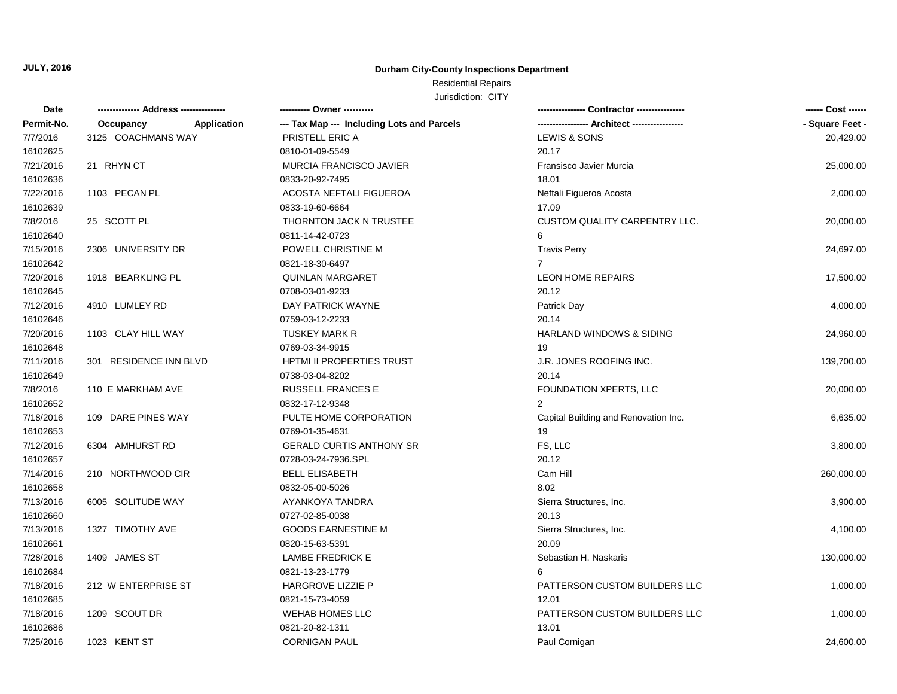**JULY, 2016**

**Durham City-County Inspections Department**

Residential Repairs

Jurisdiction: CITY

| Date | -------------- Address -------------- | ---------- Owner ---------- | ---------------- Contractor ---------------- | ------ Cost ------ |
|---|---|---|---|---|
| **Permit-No.** | **Occupancy Application** | **--- Tax Map --- Including Lots and Parcels** | **----------------- Architect -----------------** | **- Square Feet -** |
| 7/7/2016 | 3125 COACHMANS WAY | PRISTELL ERIC A | LEWIS & SONS | 20,429.00 |
| 16102625 | | 0810-01-09-5549 | 20.17 | |
| 7/21/2016 | 21 RHYN CT | MURCIA FRANCISCO JAVIER | Fransisco Javier Murcia | 25,000.00 |
| 16102636 | | 0833-20-92-7495 | 18.01 | |
| 7/22/2016 | 1103 PECAN PL | ACOSTA NEFTALI FIGUEROA | Neftali Figueroa Acosta | 2,000.00 |
| 16102639 | | 0833-19-60-6664 | 17.09 | |
| 7/8/2016 | 25 SCOTT PL | THORNTON JACK N TRUSTEE | CUSTOM QUALITY CARPENTRY LLC. | 20,000.00 |
| 16102640 | | 0811-14-42-0723 | 6 | |
| 7/15/2016 | 2306 UNIVERSITY DR | POWELL CHRISTINE M | Travis Perry | 24,697.00 |
| 16102642 | | 0821-18-30-6497 | 7 | |
| 7/20/2016 | 1918 BEARKLING PL | QUINLAN MARGARET | LEON HOME REPAIRS | 17,500.00 |
| 16102645 | | 0708-03-01-9233 | 20.12 | |
| 7/12/2016 | 4910 LUMLEY RD | DAY PATRICK WAYNE | Patrick Day | 4,000.00 |
| 16102646 | | 0759-03-12-2233 | 20.14 | |
| 7/20/2016 | 1103 CLAY HILL WAY | TUSKEY MARK R | HARLAND WINDOWS & SIDING | 24,960.00 |
| 16102648 | | 0769-03-34-9915 | 19 | |
| 7/11/2016 | 301 RESIDENCE INN BLVD | HPTMI II PROPERTIES TRUST | J.R. JONES ROOFING INC. | 139,700.00 |
| 16102649 | | 0738-03-04-8202 | 20.14 | |
| 7/8/2016 | 110 E MARKHAM AVE | RUSSELL FRANCES E | FOUNDATION XPERTS, LLC | 20,000.00 |
| 16102652 | | 0832-17-12-9348 | 2 | |
| 7/18/2016 | 109 DARE PINES WAY | PULTE HOME CORPORATION | Capital Building and Renovation Inc. | 6,635.00 |
| 16102653 | | 0769-01-35-4631 | 19 | |
| 7/12/2016 | 6304 AMHURST RD | GERALD CURTIS ANTHONY SR | FS, LLC | 3,800.00 |
| 16102657 | | 0728-03-24-7936.SPL | 20.12 | |
| 7/14/2016 | 210 NORTHWOOD CIR | BELL ELISABETH | Cam Hill | 260,000.00 |
| 16102658 | | 0832-05-00-5026 | 8.02 | |
| 7/13/2016 | 6005 SOLITUDE WAY | AYANKOYA TANDRA | Sierra Structures, Inc. | 3,900.00 |
| 16102660 | | 0727-02-85-0038 | 20.13 | |
| 7/13/2016 | 1327 TIMOTHY AVE | GOODS EARNESTINE M | Sierra Structures, Inc. | 4,100.00 |
| 16102661 | | 0820-15-63-5391 | 20.09 | |
| 7/28/2016 | 1409 JAMES ST | LAMBE FREDRICK E | Sebastian H. Naskaris | 130,000.00 |
| 16102684 | | 0821-13-23-1779 | 6 | |
| 7/18/2016 | 212 W ENTERPRISE ST | HARGROVE LIZZIE P | PATTERSON CUSTOM BUILDERS LLC | 1,000.00 |
| 16102685 | | 0821-15-73-4059 | 12.01 | |
| 7/18/2016 | 1209 SCOUT DR | WEHAB HOMES LLC | PATTERSON CUSTOM BUILDERS LLC | 1,000.00 |
| 16102686 | | 0821-20-82-1311 | 13.01 | |
| 7/25/2016 | 1023 KENT ST | CORNIGAN PAUL | Paul Cornigan | 24,600.00 |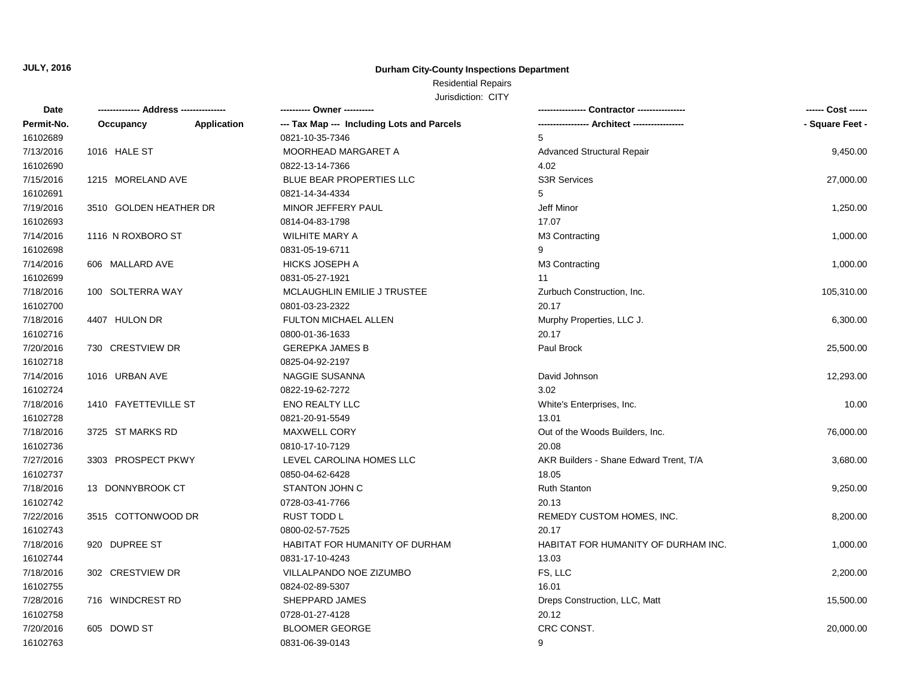**JULY, 2016**

**Durham City-County Inspections Department**

Residential Repairs

Jurisdiction: CITY

| Date / Permit-No. | Address / Occupancy | Application | Owner / Tax Map --- Including Lots and Parcels | Contractor / Architect | Cost / Square Feet |
|---|---|---|---|---|---|
| 16102689 | | | 0821-10-35-7346 | 5 | |
| 7/13/2016 | 1016 HALE ST | | MOORHEAD MARGARET A | Advanced Structural Repair | 9,450.00 |
| 16102690 | | | 0822-13-14-7366 | 4.02 | |
| 7/15/2016 | 1215 MORELAND AVE | | BLUE BEAR PROPERTIES LLC | S3R Services | 27,000.00 |
| 16102691 | | | 0821-14-34-4334 | 5 | |
| 7/19/2016 | 3510 GOLDEN HEATHER DR | | MINOR JEFFERY PAUL | Jeff Minor | 1,250.00 |
| 16102693 | | | 0814-04-83-1798 | 17.07 | |
| 7/14/2016 | 1116 N ROXBORO ST | | WILHITE MARY A | M3 Contracting | 1,000.00 |
| 16102698 | | | 0831-05-19-6711 | 9 | |
| 7/14/2016 | 606 MALLARD AVE | | HICKS JOSEPH A | M3 Contracting | 1,000.00 |
| 16102699 | | | 0831-05-27-1921 | 11 | |
| 7/18/2016 | 100 SOLTERRA WAY | | MCLAUGHLIN EMILIE J TRUSTEE | Zurbuch Construction, Inc. | 105,310.00 |
| 16102700 | | | 0801-03-23-2322 | 20.17 | |
| 7/18/2016 | 4407 HULON DR | | FULTON MICHAEL ALLEN | Murphy Properties, LLC J. | 6,300.00 |
| 16102716 | | | 0800-01-36-1633 | 20.17 | |
| 7/20/2016 | 730 CRESTVIEW DR | | GEREPKA JAMES B | Paul Brock | 25,500.00 |
| 16102718 | | | 0825-04-92-2197 | | |
| 7/14/2016 | 1016 URBAN AVE | | NAGGIE SUSANNA | David Johnson | 12,293.00 |
| 16102724 | | | 0822-19-62-7272 | 3.02 | |
| 7/18/2016 | 1410 FAYETTEVILLE ST | | ENO REALTY LLC | White's Enterprises, Inc. | 10.00 |
| 16102728 | | | 0821-20-91-5549 | 13.01 | |
| 7/18/2016 | 3725 ST MARKS RD | | MAXWELL CORY | Out of the Woods Builders, Inc. | 76,000.00 |
| 16102736 | | | 0810-17-10-7129 | 20.08 | |
| 7/27/2016 | 3303 PROSPECT PKWY | | LEVEL CAROLINA HOMES LLC | AKR Builders - Shane Edward Trent, T/A | 3,680.00 |
| 16102737 | | | 0850-04-62-6428 | 18.05 | |
| 7/18/2016 | 13 DONNYBROOK CT | | STANTON JOHN C | Ruth Stanton | 9,250.00 |
| 16102742 | | | 0728-03-41-7766 | 20.13 | |
| 7/22/2016 | 3515 COTTONWOOD DR | | RUST TODD L | REMEDY CUSTOM HOMES, INC. | 8,200.00 |
| 16102743 | | | 0800-02-57-7525 | 20.17 | |
| 7/18/2016 | 920 DUPREE ST | | HABITAT FOR HUMANITY OF DURHAM | HABITAT FOR HUMANITY OF DURHAM INC. | 1,000.00 |
| 16102744 | | | 0831-17-10-4243 | 13.03 | |
| 7/18/2016 | 302 CRESTVIEW DR | | VILLALPANDO NOE ZIZUMBO | FS, LLC | 2,200.00 |
| 16102755 | | | 0824-02-89-5307 | 16.01 | |
| 7/28/2016 | 716 WINDCREST RD | | SHEPPARD JAMES | Dreps Construction, LLC, Matt | 15,500.00 |
| 16102758 | | | 0728-01-27-4128 | 20.12 | |
| 7/20/2016 | 605 DOWD ST | | BLOOMER GEORGE | CRC CONST. | 20,000.00 |
| 16102763 | | | 0831-06-39-0143 | 9 | |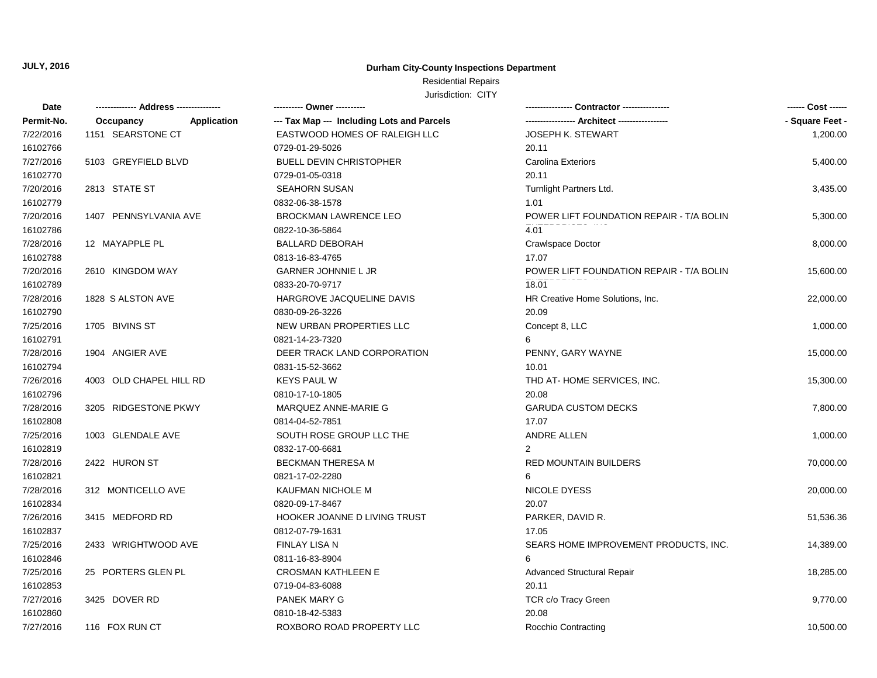**JULY, 2016**

**Durham City-County Inspections Department**

Residential Repairs

Jurisdiction: CITY

| Date / Permit-No. | Address / Occupancy / Application | Owner / Tax Map --- Including Lots and Parcels | Contractor / Architect | Cost / Square Feet |
|---|---|---|---|---|
| 7/22/2016<br>16102766 | 1151 SEARSTONE CT | EASTWOOD HOMES OF RALEIGH LLC<br>0729-01-29-5026 | JOSEPH K. STEWART<br>20.11 | 1,200.00 |
| 7/27/2016<br>16102770 | 5103 GREYFIELD BLVD | BUELL DEVIN CHRISTOPHER<br>0729-01-05-0318 | Carolina Exteriors<br>20.11 | 5,400.00 |
| 7/20/2016<br>16102779 | 2813 STATE ST | SEAHORN SUSAN<br>0832-06-38-1578 | Turnlight Partners Ltd.<br>1.01 | 3,435.00 |
| 7/20/2016<br>16102786 | 1407 PENNSYLVANIA AVE | BROCKMAN LAWRENCE LEO<br>0822-10-36-5864 | POWER LIFT FOUNDATION REPAIR - T/A BOLIN ENTERPRISES, INC<br>4.01 | 5,300.00 |
| 7/28/2016<br>16102788 | 12 MAYAPPLE PL | BALLARD DEBORAH<br>0813-16-83-4765 | Crawlspace Doctor<br>17.07 | 8,000.00 |
| 7/20/2016<br>16102789 | 2610 KINGDOM WAY | GARNER JOHNNIE L JR<br>0833-20-70-9717 | POWER LIFT FOUNDATION REPAIR - T/A BOLIN ENTERPRISES, INC<br>18.01 | 15,600.00 |
| 7/28/2016<br>16102790 | 1828 S ALSTON AVE | HARGROVE JACQUELINE DAVIS<br>0830-09-26-3226 | HR Creative Home Solutions, Inc.<br>20.09 | 22,000.00 |
| 7/25/2016<br>16102791 | 1705 BIVINS ST | NEW URBAN PROPERTIES LLC<br>0821-14-23-7320 | Concept 8, LLC<br>6 | 1,000.00 |
| 7/28/2016<br>16102794 | 1904 ANGIER AVE | DEER TRACK LAND CORPORATION<br>0831-15-52-3662 | PENNY, GARY WAYNE<br>10.01 | 15,000.00 |
| 7/26/2016<br>16102796 | 4003 OLD CHAPEL HILL RD | KEYS PAUL W<br>0810-17-10-1805 | THD AT- HOME SERVICES, INC.<br>20.08 | 15,300.00 |
| 7/28/2016<br>16102808 | 3205 RIDGESTONE PKWY | MARQUEZ ANNE-MARIE G<br>0814-04-52-7851 | GARUDA CUSTOM DECKS<br>17.07 | 7,800.00 |
| 7/25/2016<br>16102819 | 1003 GLENDALE AVE | SOUTH ROSE GROUP LLC THE<br>0832-17-00-6681 | ANDRE ALLEN<br>2 | 1,000.00 |
| 7/28/2016<br>16102821 | 2422 HURON ST | BECKMAN THERESA M<br>0821-17-02-2280 | RED MOUNTAIN BUILDERS<br>6 | 70,000.00 |
| 7/28/2016<br>16102834 | 312 MONTICELLO AVE | KAUFMAN NICHOLE M<br>0820-09-17-8467 | NICOLE DYESS<br>20.07 | 20,000.00 |
| 7/26/2016<br>16102837 | 3415 MEDFORD RD | HOOKER JOANNE D LIVING TRUST<br>0812-07-79-1631 | PARKER, DAVID R.<br>17.05 | 51,536.36 |
| 7/25/2016<br>16102846 | 2433 WRIGHTWOOD AVE | FINLAY LISA N<br>0811-16-83-8904 | SEARS HOME IMPROVEMENT PRODUCTS, INC.<br>6 | 14,389.00 |
| 7/25/2016<br>16102853 | 25 PORTERS GLEN PL | CROSMAN KATHLEEN E<br>0719-04-83-6088 | Advanced Structural Repair<br>20.11 | 18,285.00 |
| 7/27/2016<br>16102860 | 3425 DOVER RD | PANEK MARY G<br>0810-18-42-5383 | TCR c/o Tracy Green<br>20.08 | 9,770.00 |
| 7/27/2016 | 116 FOX RUN CT | ROXBORO ROAD PROPERTY LLC | Rocchio Contracting | 10,500.00 |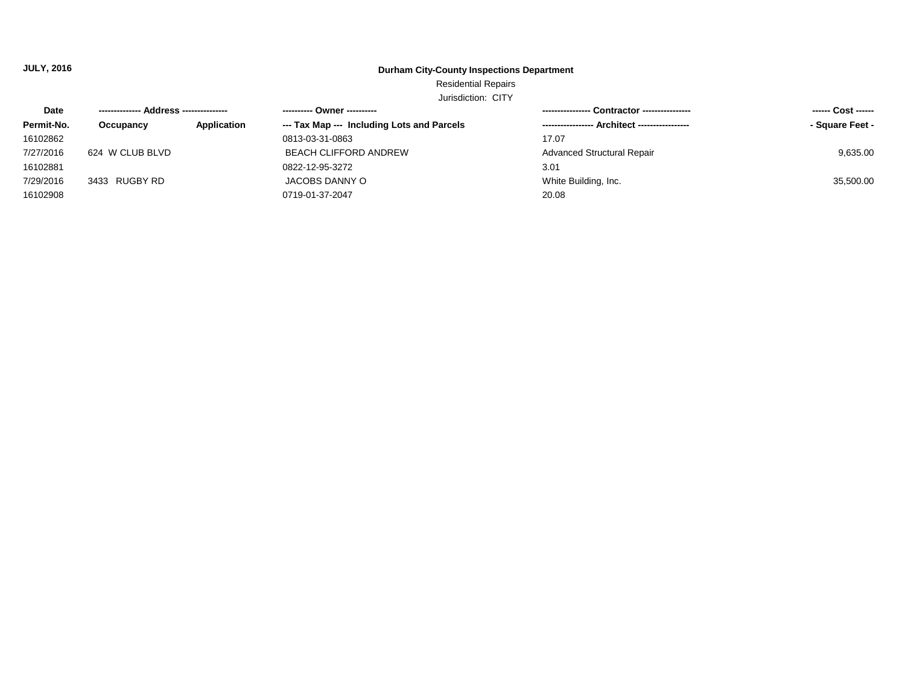**JULY, 2016**

**Durham City-County Inspections Department**

Residential Repairs

Jurisdiction: CITY

| **Date** | **------------- Address --------------** | | **---------- Owner ----------** | **---------------- Contractor ----------------** | **------ Cost ------** |
|---|---|---|---|---|---|
| **Permit-No.** | **Occupancy** | **Application** | **--- Tax Map --- Including Lots and Parcels** | **----------------- Architect -----------------** | **- Square Feet -** |
| 16102862 | | | 0813-03-31-0863 | 17.07 | |
| 7/27/2016 | 624 W CLUB BLVD | | BEACH CLIFFORD ANDREW | Advanced Structural Repair | 9,635.00 |
| 16102881 | | | 0822-12-95-3272 | 3.01 | |
| 7/29/2016 | 3433 RUGBY RD | | JACOBS DANNY O | White Building, Inc. | 35,500.00 |
| 16102908 | | | 0719-01-37-2047 | 20.08 | |